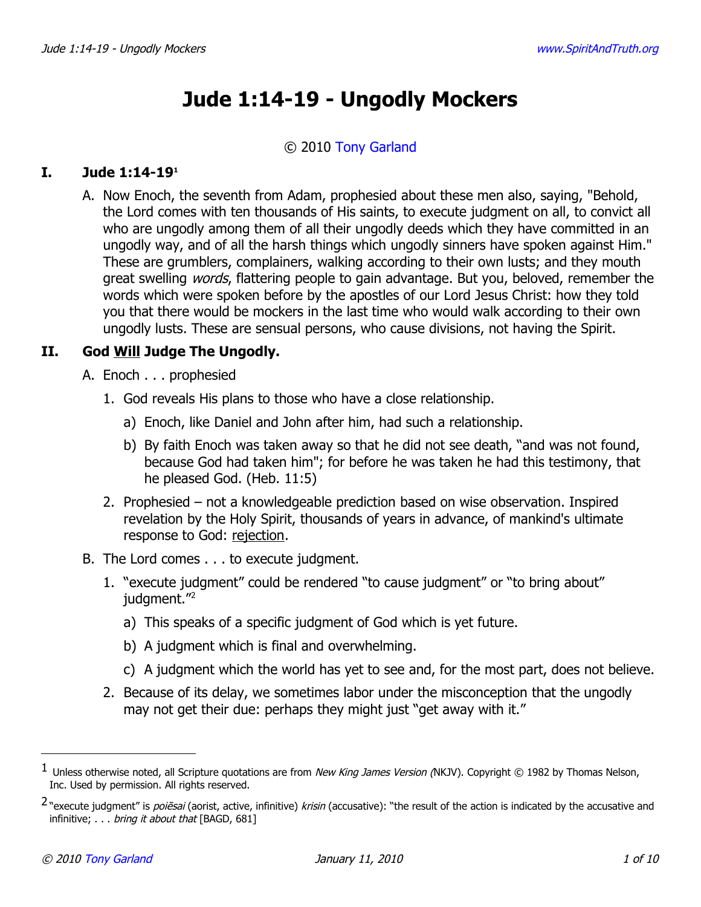# Jude 1:14-19 - Ungodly Mockers

© 2010 Tony Garland

## I. Jude 1:14-19[1]

A. Now Enoch, the seventh from Adam, prophesied about these men also, saying, "Behold, the Lord comes with ten thousands of His saints, to execute judgment on all, to convict all who are ungodly among them of all their ungodly deeds which they have committed in an ungodly way, and of all the harsh things which ungodly sinners have spoken against Him." These are grumblers, complainers, walking according to their own lusts; and they mouth great swelling *words*, flattering people to gain advantage. But you, beloved, remember the words which were spoken before by the apostles of our Lord Jesus Christ: how they told you that there would be mockers in the last time who would walk according to their own ungodly lusts. These are sensual persons, who cause divisions, not having the Spirit.

## II. God <u>Will</u> Judge The Ungodly.

A. Enoch . . . prophesied

1. God reveals His plans to those who have a close relationship.
   a) Enoch, like Daniel and John after him, had such a relationship.
   b) By faith Enoch was taken away so that he did not see death, "and was not found, because God had taken him"; for before he was taken he had this testimony, that he pleased God. (Heb. 11:5)
2. Prophesied – not a knowledgeable prediction based on wise observation. Inspired revelation by the Holy Spirit, thousands of years in advance, of mankind's ultimate response to God: <u>rejection</u>.

B. The Lord comes . . . to execute judgment.

1. "execute judgment" could be rendered "to cause judgment" or "to bring about" judgment."[2]
   a) This speaks of a specific judgment of God which is yet future.
   b) A judgment which is final and overwhelming.
   c) A judgment which the world has yet to see and, for the most part, does not believe.
2. Because of its delay, we sometimes labor under the misconception that the ungodly may not get their due: perhaps they might just "get away with it."

---

[1] Unless otherwise noted, all Scripture quotations are from *New King James Version (*NKJV). Copyright © 1982 by Thomas Nelson, Inc. Used by permission. All rights reserved.

[2] "execute judgment" is *poiēsai* (aorist, active, infinitive) *krisin* (accusative): "the result of the action is indicated by the accusative and infinitive; . . . *bring it about that* [BAGD, 681]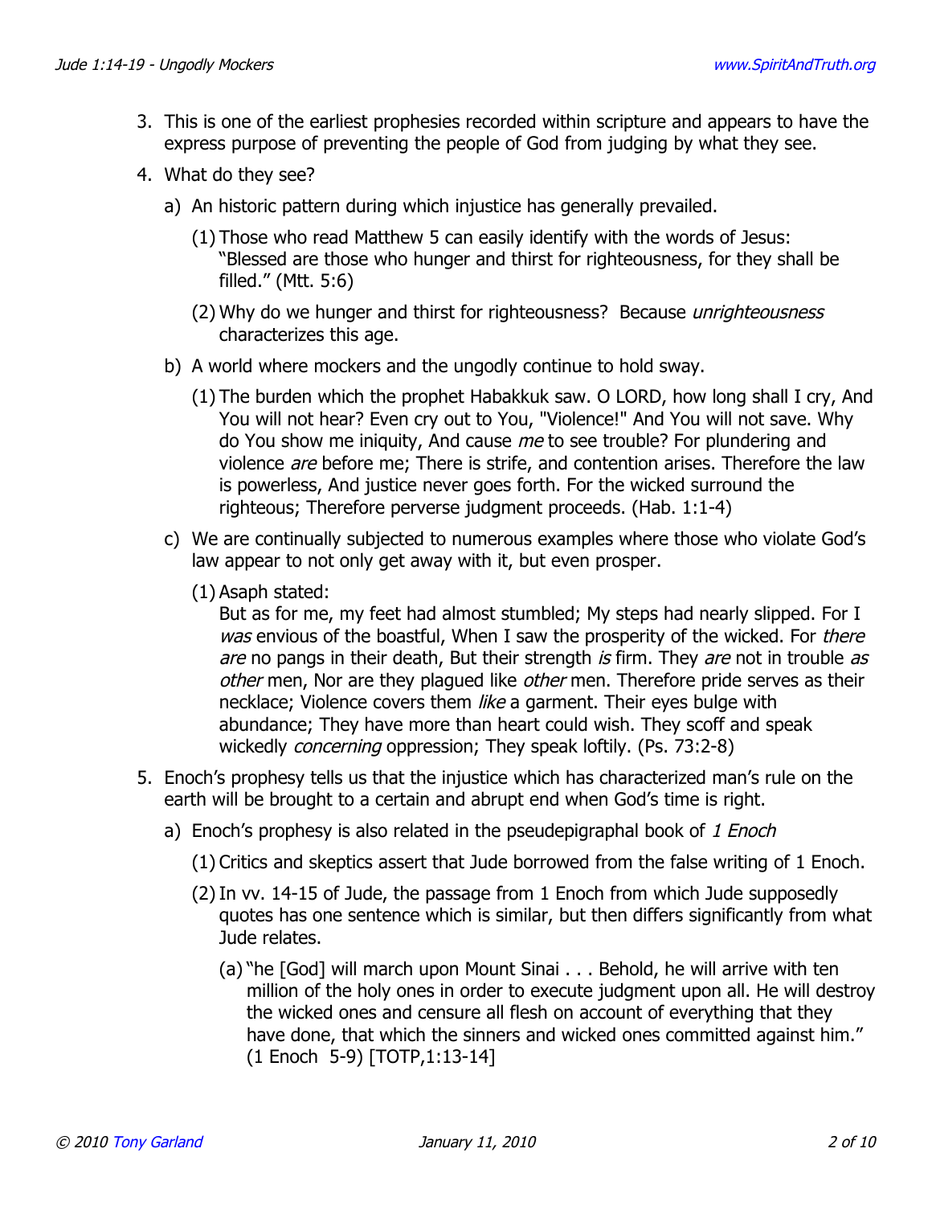3. This is one of the earliest prophesies recorded within scripture and appears to have the express purpose of preventing the people of God from judging by what they see.
4. What do they see?
   a) An historic pattern during which injustice has generally prevailed.
      (1) Those who read Matthew 5 can easily identify with the words of Jesus: "Blessed are those who hunger and thirst for righteousness, for they shall be filled." (Mtt. 5:6)
      (2) Why do we hunger and thirst for righteousness? Because *unrighteousness* characterizes this age.
   b) A world where mockers and the ungodly continue to hold sway.
      (1) The burden which the prophet Habakkuk saw. O LORD, how long shall I cry, And You will not hear? Even cry out to You, "Violence!" And You will not save. Why do You show me iniquity, And cause *me* to see trouble? For plundering and violence *are* before me; There is strife, and contention arises. Therefore the law is powerless, And justice never goes forth. For the wicked surround the righteous; Therefore perverse judgment proceeds. (Hab. 1:1-4)
   c) We are continually subjected to numerous examples where those who violate God's law appear to not only get away with it, but even prosper.
      (1) Asaph stated:
      But as for me, my feet had almost stumbled; My steps had nearly slipped. For I *was* envious of the boastful, When I saw the prosperity of the wicked. For *there are* no pangs in their death, But their strength *is* firm. They *are* not in trouble *as other* men, Nor are they plagued like *other* men. Therefore pride serves as their necklace; Violence covers them *like* a garment. Their eyes bulge with abundance; They have more than heart could wish. They scoff and speak wickedly *concerning* oppression; They speak loftily. (Ps. 73:2-8)
5. Enoch's prophesy tells us that the injustice which has characterized man's rule on the earth will be brought to a certain and abrupt end when God's time is right.
   a) Enoch's prophesy is also related in the pseudepigraphal book of *1 Enoch*
      (1) Critics and skeptics assert that Jude borrowed from the false writing of 1 Enoch.
      (2) In vv. 14-15 of Jude, the passage from 1 Enoch from which Jude supposedly quotes has one sentence which is similar, but then differs significantly from what Jude relates.
         (a) "he [God] will march upon Mount Sinai . . . Behold, he will arrive with ten million of the holy ones in order to execute judgment upon all. He will destroy the wicked ones and censure all flesh on account of everything that they have done, that which the sinners and wicked ones committed against him." (1 Enoch 5-9) [TOTP,1:13-14]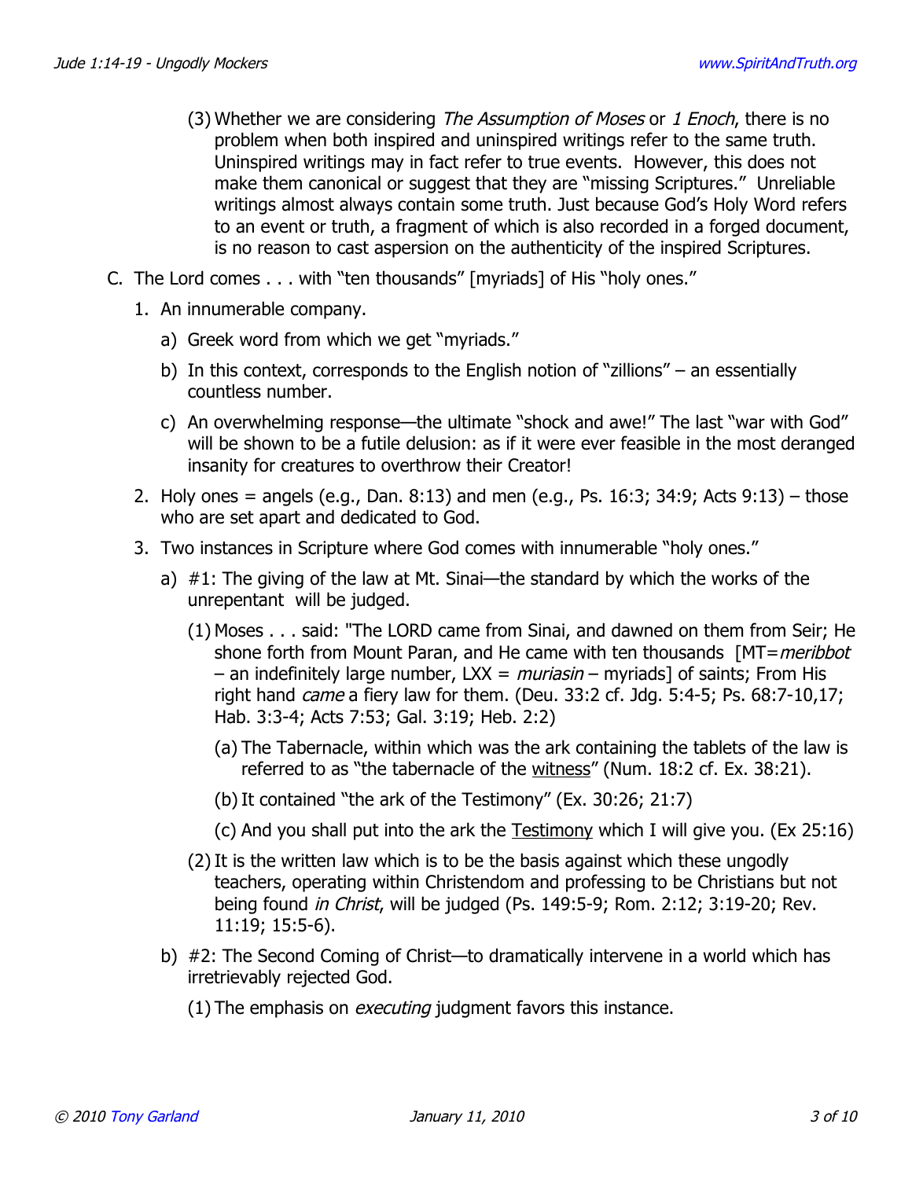(3) Whether we are considering *The Assumption of Moses* or *1 Enoch*, there is no problem when both inspired and uninspired writings refer to the same truth. Uninspired writings may in fact refer to true events. However, this does not make them canonical or suggest that they are "missing Scriptures." Unreliable writings almost always contain some truth. Just because God's Holy Word refers to an event or truth, a fragment of which is also recorded in a forged document, is no reason to cast aspersion on the authenticity of the inspired Scriptures.

C. The Lord comes . . . with "ten thousands" [myriads] of His "holy ones."

1. An innumerable company.
   a) Greek word from which we get "myriads."
   b) In this context, corresponds to the English notion of "zillions" – an essentially countless number.
   c) An overwhelming response—the ultimate "shock and awe!" The last "war with God" will be shown to be a futile delusion: as if it were ever feasible in the most deranged insanity for creatures to overthrow their Creator!
2. Holy ones = angels (e.g., Dan. 8:13) and men (e.g., Ps. 16:3; 34:9; Acts 9:13) – those who are set apart and dedicated to God.
3. Two instances in Scripture where God comes with innumerable "holy ones."
   a) #1: The giving of the law at Mt. Sinai—the standard by which the works of the unrepentant will be judged.
      (1) Moses . . . said: "The LORD came from Sinai, and dawned on them from Seir; He shone forth from Mount Paran, and He came with ten thousands [MT=*meribbot* – an indefinitely large number, LXX = *muriasin* – myriads] of saints; From His right hand *came* a fiery law for them. (Deu. 33:2 cf. Jdg. 5:4-5; Ps. 68:7-10,17; Hab. 3:3-4; Acts 7:53; Gal. 3:19; Heb. 2:2)
         (a) The Tabernacle, within which was the ark containing the tablets of the law is referred to as "the tabernacle of the <u>witness</u>" (Num. 18:2 cf. Ex. 38:21).
         (b) It contained "the ark of the Testimony" (Ex. 30:26; 21:7)
         (c) And you shall put into the ark the <u>Testimony</u> which I will give you. (Ex 25:16)
      (2) It is the written law which is to be the basis against which these ungodly teachers, operating within Christendom and professing to be Christians but not being found *in Christ*, will be judged (Ps. 149:5-9; Rom. 2:12; 3:19-20; Rev. 11:19; 15:5-6).
   b) #2: The Second Coming of Christ—to dramatically intervene in a world which has irretrievably rejected God.
      (1) The emphasis on *executing* judgment favors this instance.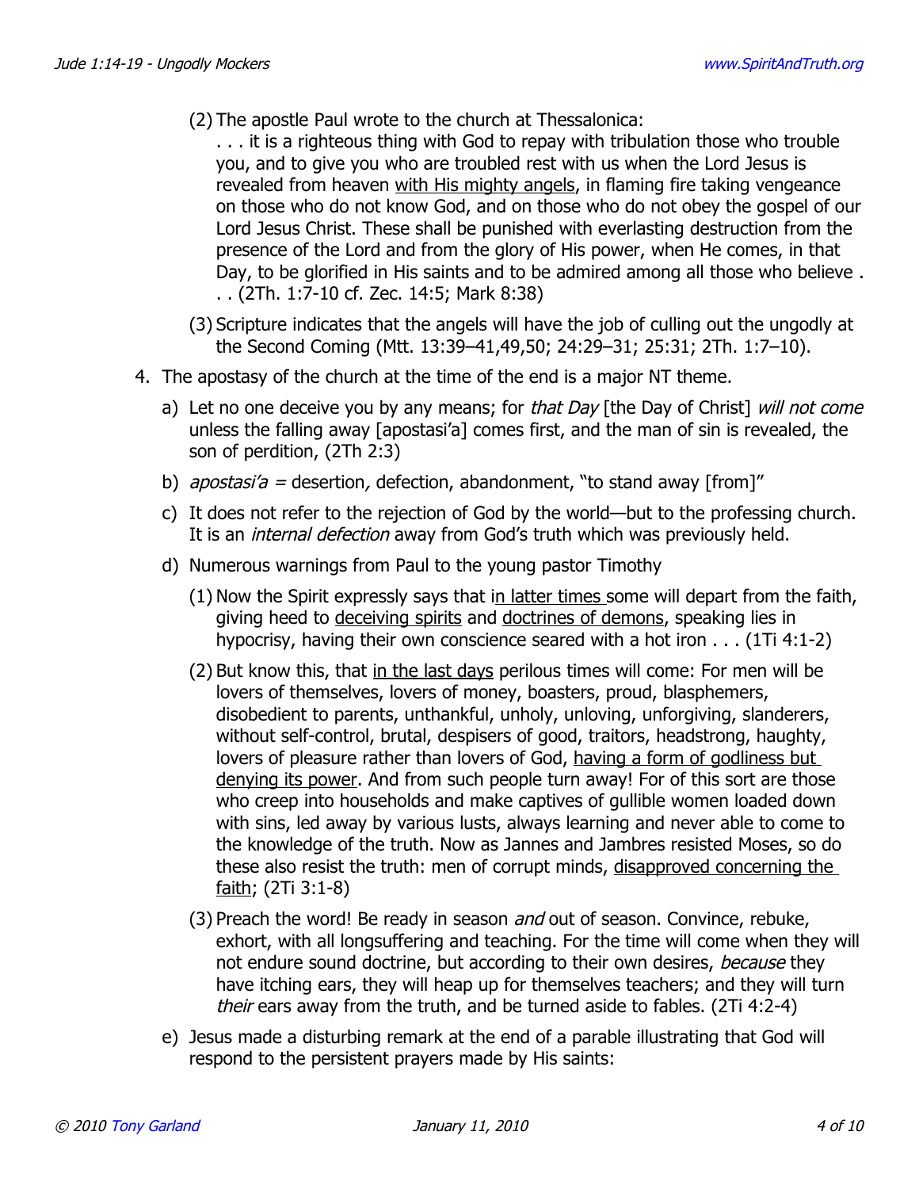(2) The apostle Paul wrote to the church at Thessalonica:

. . . it is a righteous thing with God to repay with tribulation those who trouble you, and to give you who are troubled rest with us when the Lord Jesus is revealed from heaven <u>with His mighty angels</u>, in flaming fire taking vengeance on those who do not know God, and on those who do not obey the gospel of our Lord Jesus Christ. These shall be punished with everlasting destruction from the presence of the Lord and from the glory of His power, when He comes, in that Day, to be glorified in His saints and to be admired among all those who believe . . . (2Th. 1:7-10 cf. Zec. 14:5; Mark 8:38)

(3) Scripture indicates that the angels will have the job of culling out the ungodly at the Second Coming (Mtt. 13:39–41,49,50; 24:29–31; 25:31; 2Th. 1:7–10).

4. The apostasy of the church at the time of the end is a major NT theme.
   a) Let no one deceive you by any means; for *that Day* [the Day of Christ] *will not come* unless the falling away [apostasi'a] comes first, and the man of sin is revealed, the son of perdition, (2Th 2:3)
   b) *apostasi'a* = desertion*,* defection, abandonment, "to stand away [from]"
   c) It does not refer to the rejection of God by the world—but to the professing church. It is an *internal defection* away from God's truth which was previously held.
   d) Numerous warnings from Paul to the young pastor Timothy
      (1) Now the Spirit expressly says that i<u>n latter times</u> some will depart from the faith, giving heed to <u>deceiving spirits</u> and <u>doctrines of demons</u>, speaking lies in hypocrisy, having their own conscience seared with a hot iron . . . (1Ti 4:1-2)
      (2) But know this, that <u>in the last days</u> perilous times will come: For men will be lovers of themselves, lovers of money, boasters, proud, blasphemers, disobedient to parents, unthankful, unholy, unloving, unforgiving, slanderers, without self-control, brutal, despisers of good, traitors, headstrong, haughty, lovers of pleasure rather than lovers of God, <u>having a form of godliness but denying its power</u>. And from such people turn away! For of this sort are those who creep into households and make captives of gullible women loaded down with sins, led away by various lusts, always learning and never able to come to the knowledge of the truth. Now as Jannes and Jambres resisted Moses, so do these also resist the truth: men of corrupt minds, <u>disapproved concerning the faith</u>; (2Ti 3:1-8)
      (3) Preach the word! Be ready in season *and* out of season. Convince, rebuke, exhort, with all longsuffering and teaching. For the time will come when they will not endure sound doctrine, but according to their own desires, *because* they have itching ears, they will heap up for themselves teachers; and they will turn *their* ears away from the truth, and be turned aside to fables. (2Ti 4:2-4)
   e) Jesus made a disturbing remark at the end of a parable illustrating that God will respond to the persistent prayers made by His saints: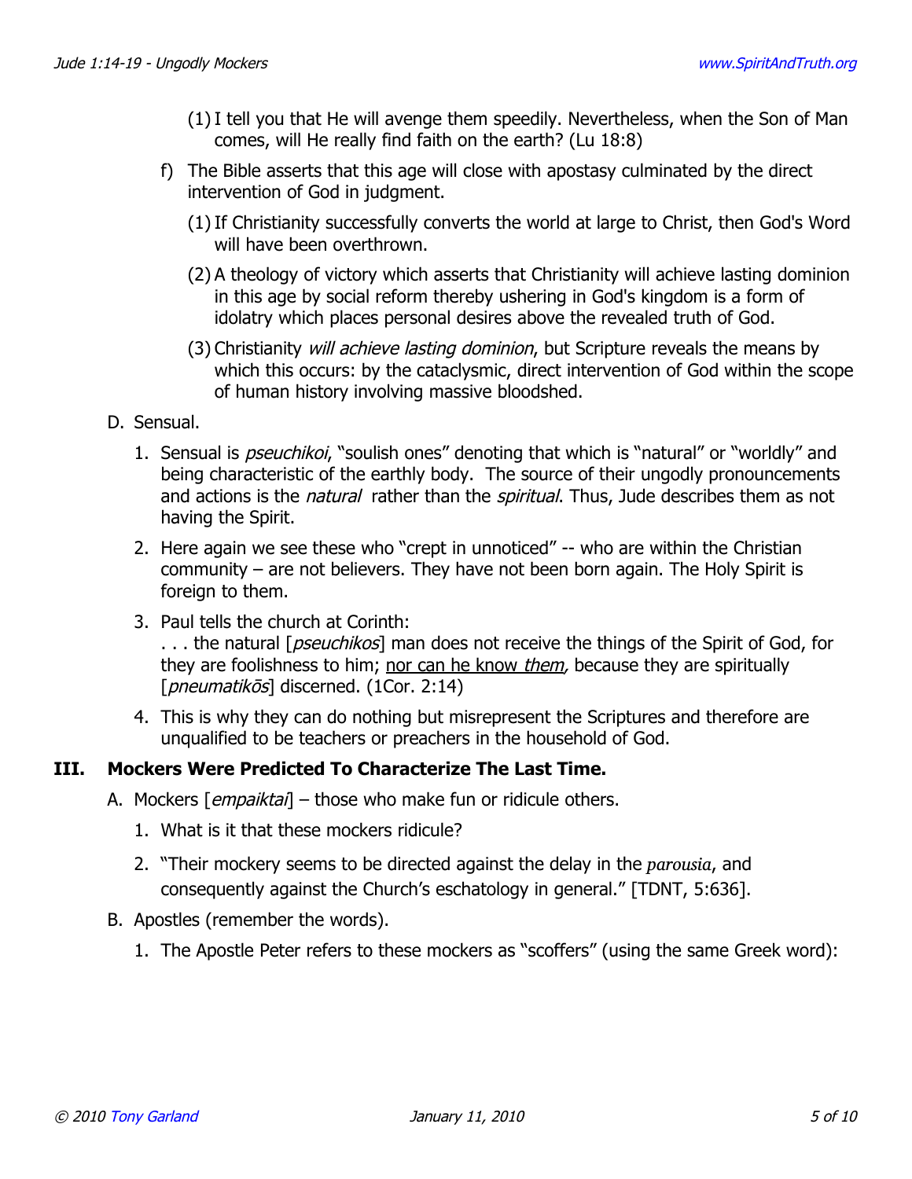(1) I tell you that He will avenge them speedily. Nevertheless, when the Son of Man comes, will He really find faith on the earth? (Lu 18:8)

f) The Bible asserts that this age will close with apostasy culminated by the direct intervention of God in judgment.

(1) If Christianity successfully converts the world at large to Christ, then God's Word will have been overthrown.

(2) A theology of victory which asserts that Christianity will achieve lasting dominion in this age by social reform thereby ushering in God's kingdom is a form of idolatry which places personal desires above the revealed truth of God.

(3) Christianity *will achieve lasting dominion*, but Scripture reveals the means by which this occurs: by the cataclysmic, direct intervention of God within the scope of human history involving massive bloodshed.

D. Sensual.

1. Sensual is *pseuchikoi*, "soulish ones" denoting that which is "natural" or "worldly" and being characteristic of the earthly body. The source of their ungodly pronouncements and actions is the *natural* rather than the *spiritual*. Thus, Jude describes them as not having the Spirit.

2. Here again we see these who "crept in unnoticed" -- who are within the Christian community – are not believers. They have not been born again. The Holy Spirit is foreign to them.

3. Paul tells the church at Corinth:
. . . the natural [*pseuchikos*] man does not receive the things of the Spirit of God, for they are foolishness to him; <u>nor can he know *them*,</u> because they are spiritually [*pneumatikōs*] discerned. (1Cor. 2:14)

4. This is why they can do nothing but misrepresent the Scriptures and therefore are unqualified to be teachers or preachers in the household of God.

## III. Mockers Were Predicted To Characterize The Last Time.

A. Mockers [*empaiktai*] – those who make fun or ridicule others.

1. What is it that these mockers ridicule?

2. "Their mockery seems to be directed against the delay in the *parousia*, and consequently against the Church's eschatology in general." [TDNT, 5:636].

B. Apostles (remember the words).

1. The Apostle Peter refers to these mockers as "scoffers" (using the same Greek word):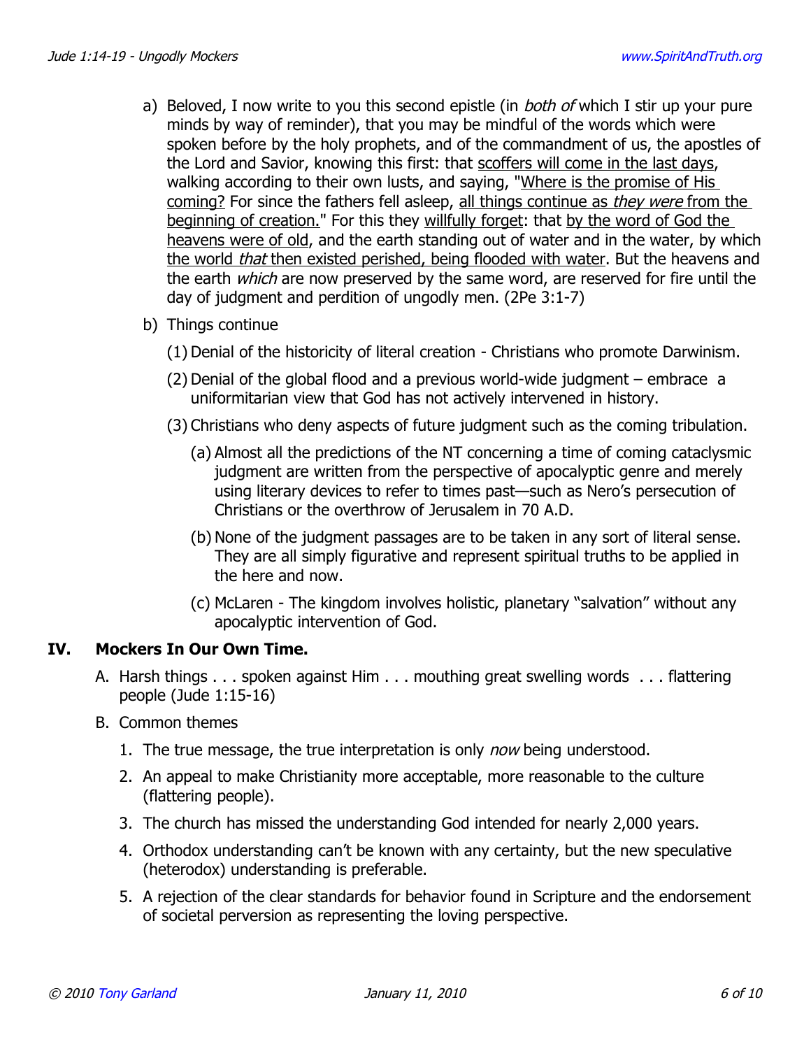a) Beloved, I now write to you this second epistle (in *both of* which I stir up your pure minds by way of reminder), that you may be mindful of the words which were spoken before by the holy prophets, and of the commandment of us, the apostles of the Lord and Savior, knowing this first: that <u>scoffers will come in the last days</u>, walking according to their own lusts, and saying, "<u>Where is the promise of His coming?</u> For since the fathers fell asleep, <u>all things continue as *they were* from the beginning of creation.</u>" For this they <u>willfully forget</u>: that <u>by the word of God the heavens were of old</u>, and the earth standing out of water and in the water, by which <u>the world *that* then existed perished, being flooded with water</u>. But the heavens and the earth *which* are now preserved by the same word, are reserved for fire until the day of judgment and perdition of ungodly men. (2Pe 3:1-7)

b) Things continue

   (1) Denial of the historicity of literal creation - Christians who promote Darwinism.

   (2) Denial of the global flood and a previous world-wide judgment – embrace a uniformitarian view that God has not actively intervened in history.

   (3) Christians who deny aspects of future judgment such as the coming tribulation.

      (a) Almost all the predictions of the NT concerning a time of coming cataclysmic judgment are written from the perspective of apocalyptic genre and merely using literary devices to refer to times past—such as Nero's persecution of Christians or the overthrow of Jerusalem in 70 A.D.

      (b) None of the judgment passages are to be taken in any sort of literal sense. They are all simply figurative and represent spiritual truths to be applied in the here and now.

      (c) McLaren - The kingdom involves holistic, planetary "salvation" without any apocalyptic intervention of God.

## IV. Mockers In Our Own Time.

A. Harsh things . . . spoken against Him . . . mouthing great swelling words . . . flattering people (Jude 1:15-16)

B. Common themes

1. The true message, the true interpretation is only *now* being understood.
2. An appeal to make Christianity more acceptable, more reasonable to the culture (flattering people).
3. The church has missed the understanding God intended for nearly 2,000 years.
4. Orthodox understanding can't be known with any certainty, but the new speculative (heterodox) understanding is preferable.
5. A rejection of the clear standards for behavior found in Scripture and the endorsement of societal perversion as representing the loving perspective.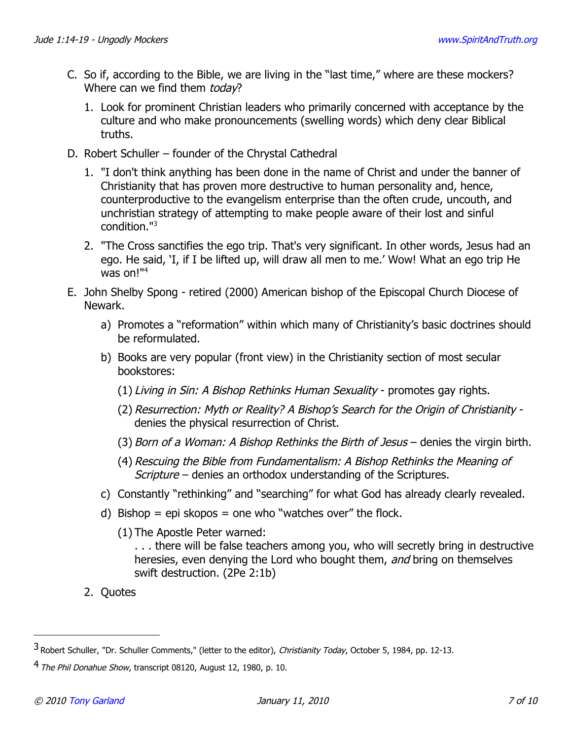C. So if, according to the Bible, we are living in the "last time," where are these mockers? Where can we find them *today*?

   1. Look for prominent Christian leaders who primarily concerned with acceptance by the culture and who make pronouncements (swelling words) which deny clear Biblical truths.

D. Robert Schuller – founder of the Chrystal Cathedral

   1. "I don't think anything has been done in the name of Christ and under the banner of Christianity that has proven more destructive to human personality and, hence, counterproductive to the evangelism enterprise than the often crude, uncouth, and unchristian strategy of attempting to make people aware of their lost and sinful condition."[3]

   2. "The Cross sanctifies the ego trip. That's very significant. In other words, Jesus had an ego. He said, 'I, if I be lifted up, will draw all men to me.' Wow! What an ego trip He was on!"[4]

E. John Shelby Spong - retired (2000) American bishop of the Episcopal Church Diocese of Newark.

   a) Promotes a "reformation" within which many of Christianity's basic doctrines should be reformulated.

   b) Books are very popular (front view) in the Christianity section of most secular bookstores:

      (1) *Living in Sin: A Bishop Rethinks Human Sexuality* - promotes gay rights.

      (2) *Resurrection: Myth or Reality? A Bishop's Search for the Origin of Christianity* - denies the physical resurrection of Christ.

      (3) *Born of a Woman: A Bishop Rethinks the Birth of Jesus* – denies the virgin birth.

      (4) *Rescuing the Bible from Fundamentalism: A Bishop Rethinks the Meaning of Scripture* – denies an orthodox understanding of the Scriptures.

   c) Constantly "rethinking" and "searching" for what God has already clearly revealed.

   d) Bishop = epi skopos = one who "watches over" the flock.

      (1) The Apostle Peter warned:
      . . . there will be false teachers among you, who will secretly bring in destructive heresies, even denying the Lord who bought them, *and* bring on themselves swift destruction. (2Pe 2:1b)

   2. Quotes

---

[3] Robert Schuller, "Dr. Schuller Comments," (letter to the editor), *Christianity Today*, October 5, 1984, pp. 12-13.

[4] *The Phil Donahue Show*, transcript 08120, August 12, 1980, p. 10.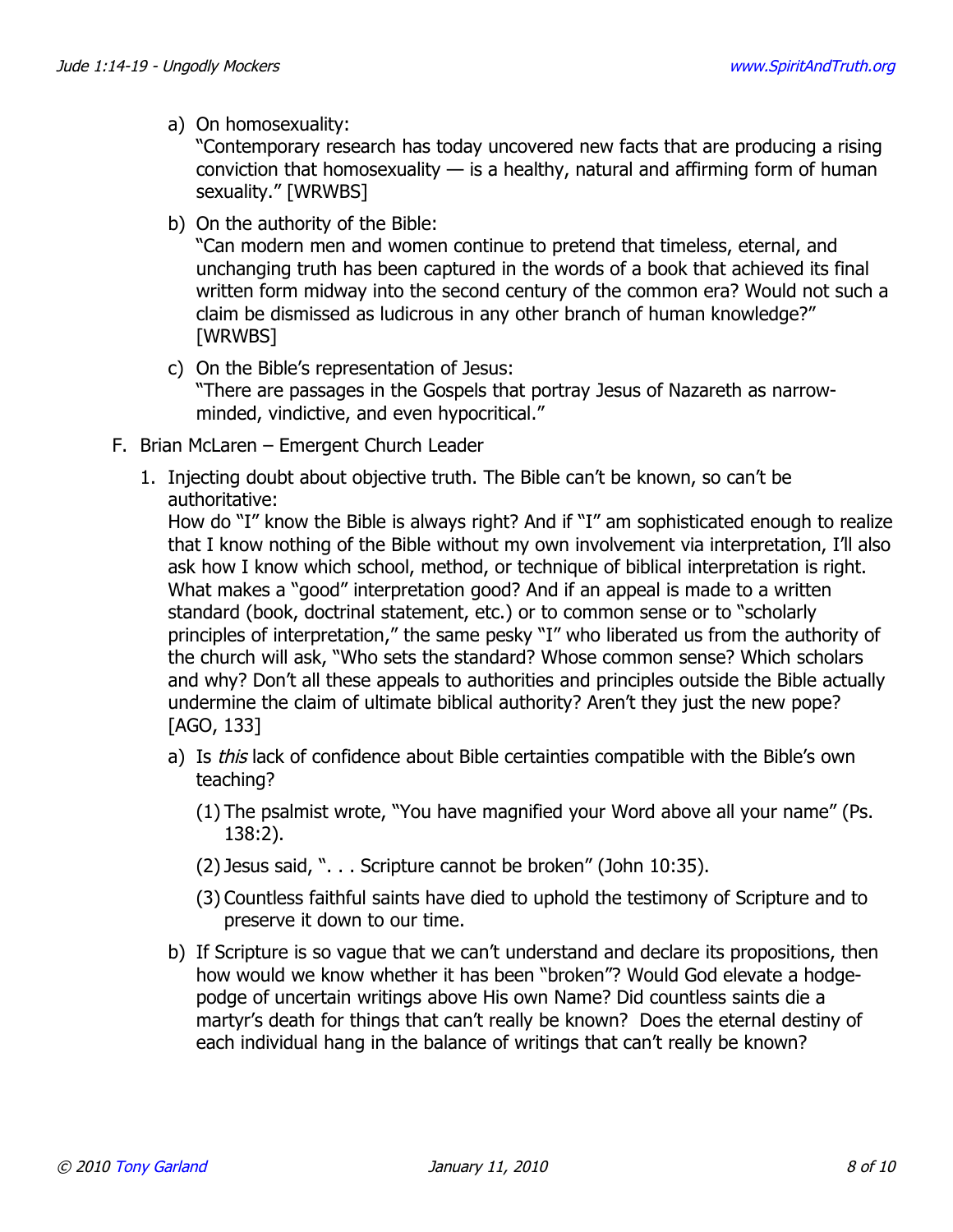a) On homosexuality:
   "Contemporary research has today uncovered new facts that are producing a rising conviction that homosexuality — is a healthy, natural and affirming form of human sexuality." [WRWBS]

b) On the authority of the Bible:
   "Can modern men and women continue to pretend that timeless, eternal, and unchanging truth has been captured in the words of a book that achieved its final written form midway into the second century of the common era? Would not such a claim be dismissed as ludicrous in any other branch of human knowledge?" [WRWBS]

c) On the Bible's representation of Jesus:
   "There are passages in the Gospels that portray Jesus of Nazareth as narrow-minded, vindictive, and even hypocritical."

F. Brian McLaren – Emergent Church Leader

1. Injecting doubt about objective truth. The Bible can't be known, so can't be authoritative:
   How do "I" know the Bible is always right? And if "I" am sophisticated enough to realize that I know nothing of the Bible without my own involvement via interpretation, I'll also ask how I know which school, method, or technique of biblical interpretation is right. What makes a "good" interpretation good? And if an appeal is made to a written standard (book, doctrinal statement, etc.) or to common sense or to "scholarly principles of interpretation," the same pesky "I" who liberated us from the authority of the church will ask, "Who sets the standard? Whose common sense? Which scholars and why? Don't all these appeals to authorities and principles outside the Bible actually undermine the claim of ultimate biblical authority? Aren't they just the new pope? [AGO, 133]

   a) Is *this* lack of confidence about Bible certainties compatible with the Bible's own teaching?

      (1) The psalmist wrote, "You have magnified your Word above all your name" (Ps. 138:2).

      (2) Jesus said, ". . . Scripture cannot be broken" (John 10:35).

      (3) Countless faithful saints have died to uphold the testimony of Scripture and to preserve it down to our time.

   b) If Scripture is so vague that we can't understand and declare its propositions, then how would we know whether it has been "broken"? Would God elevate a hodge-podge of uncertain writings above His own Name? Did countless saints die a martyr's death for things that can't really be known? Does the eternal destiny of each individual hang in the balance of writings that can't really be known?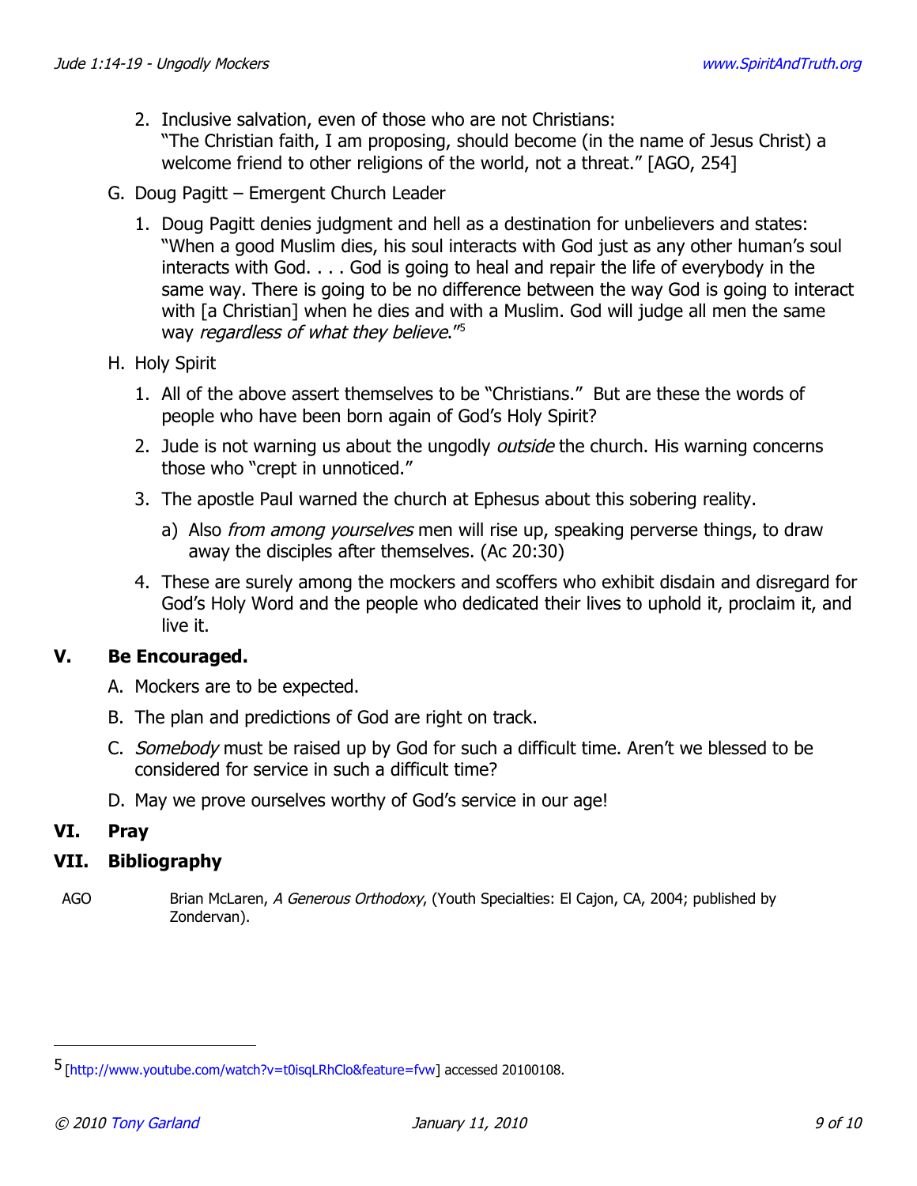2. Inclusive salvation, even of those who are not Christians:
   "The Christian faith, I am proposing, should become (in the name of Jesus Christ) a welcome friend to other religions of the world, not a threat." [AGO, 254]

G. Doug Pagitt – Emergent Church Leader

1. Doug Pagitt denies judgment and hell as a destination for unbelievers and states: "When a good Muslim dies, his soul interacts with God just as any other human's soul interacts with God. . . . God is going to heal and repair the life of everybody in the same way. There is going to be no difference between the way God is going to interact with [a Christian] when he dies and with a Muslim. God will judge all men the same way *regardless of what they believe*."[5]

H. Holy Spirit

1. All of the above assert themselves to be "Christians." But are these the words of people who have been born again of God's Holy Spirit?
2. Jude is not warning us about the ungodly *outside* the church. His warning concerns those who "crept in unnoticed."
3. The apostle Paul warned the church at Ephesus about this sobering reality.
   a) Also *from among yourselves* men will rise up, speaking perverse things, to draw away the disciples after themselves. (Ac 20:30)
4. These are surely among the mockers and scoffers who exhibit disdain and disregard for God's Holy Word and the people who dedicated their lives to uphold it, proclaim it, and live it.

## V. Be Encouraged.

A. Mockers are to be expected.

B. The plan and predictions of God are right on track.

C. *Somebody* must be raised up by God for such a difficult time. Aren't we blessed to be considered for service in such a difficult time?

D. May we prove ourselves worthy of God's service in our age!

## VI. Pray

## VII. Bibliography

AGO — Brian McLaren, *A Generous Orthodoxy*, (Youth Specialties: El Cajon, CA, 2004; published by Zondervan).

---

[5] [http://www.youtube.com/watch?v=t0isqLRhClo&feature=fvw] accessed 20100108.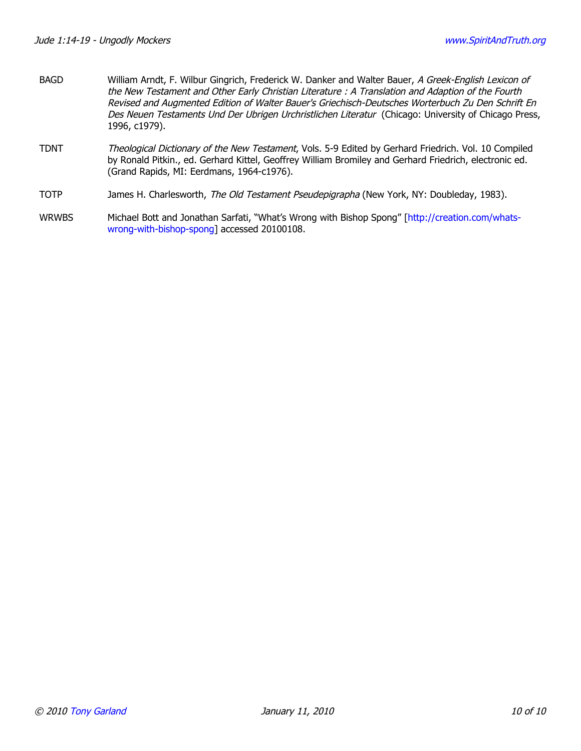BAGD William Arndt, F. Wilbur Gingrich, Frederick W. Danker and Walter Bauer, *A Greek-English Lexicon of the New Testament and Other Early Christian Literature : A Translation and Adaption of the Fourth Revised and Augmented Edition of Walter Bauer's Griechisch-Deutsches Worterbuch Zu Den Schrift En Des Neuen Testaments Und Der Ubrigen Urchristlichen Literatur* (Chicago: University of Chicago Press, 1996, c1979).

TDNT *Theological Dictionary of the New Testament*, Vols. 5-9 Edited by Gerhard Friedrich. Vol. 10 Compiled by Ronald Pitkin., ed. Gerhard Kittel, Geoffrey William Bromiley and Gerhard Friedrich, electronic ed. (Grand Rapids, MI: Eerdmans, 1964-c1976).

TOTP James H. Charlesworth, *The Old Testament Pseudepigrapha* (New York, NY: Doubleday, 1983).

WRWBS Michael Bott and Jonathan Sarfati, "What's Wrong with Bishop Spong" [http://creation.com/whats-wrong-with-bishop-spong] accessed 20100108.